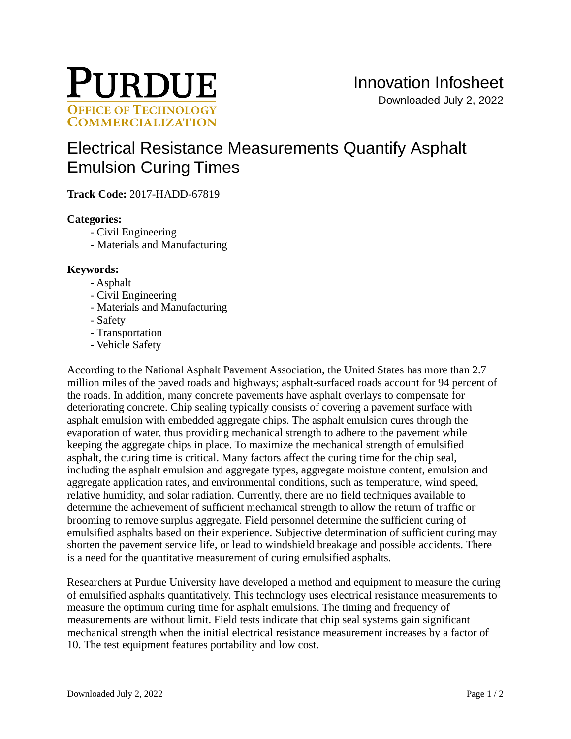# Electrical Resistance Measurements Quantify Asphalt Emulsion Curing Times

**Track Code:** 2017-HADD-67819

**Categories:**

- Civil Engineering
- Materials and Manufacturing

**Keywords:**

- Asphalt
- Civil Engineering
- Materials and Manufacturing
- Safety
- Transportation
- Vehicle Safety

According to the National Asphalt Pavement Association, the United States has more than 2.7 million miles of the paved roads and highways; asphalt-surfaced roads account for 94 percent of the roads. In addition, many concrete pavements have asphalt overlays to compensate for deteriorating concrete. Chip sealing typically consists of covering a pavement surface with asphalt emulsion with embedded aggregate chips. The asphalt emulsion cures through the evaporation of water, thus providing mechanical strength to adhere to the pavement while keeping the aggregate chips in place. To maximize the mechanical strength of emulsified asphalt, the curing time is critical. Many factors affect the curing time for the chip seal, including the asphalt emulsion and aggregate types, aggregate moisture content, emulsion and aggregate application rates, and environmental conditions, such as temperature, wind speed, relative humidity, and solar radiation. Currently, there are no field techniques available to determine the achievement of sufficient mechanical strength to allow the return of traffic or brooming to remove surplus aggregate. Field personnel determine the sufficient curing of emulsified asphalts based on their experience. Subjective determination of sufficient curing may shorten the pavement service life, or lead to windshield breakage and possible accidents. There is a need for the quantitative measurement of curing emulsified asphalts.

Researchers at Purdue University have developed a method and equipment to measure the curing of emulsified asphalts quantitatively. This technology uses electrical resistance measurements to measure the optimum curing time for asphalt emulsions. The timing and frequency of measurements are without limit. Field tests indicate that chip seal systems gain significant mechanical strength when the initial electrical resistance measurement increases by a factor of 10. The test equipment features portability and low cost.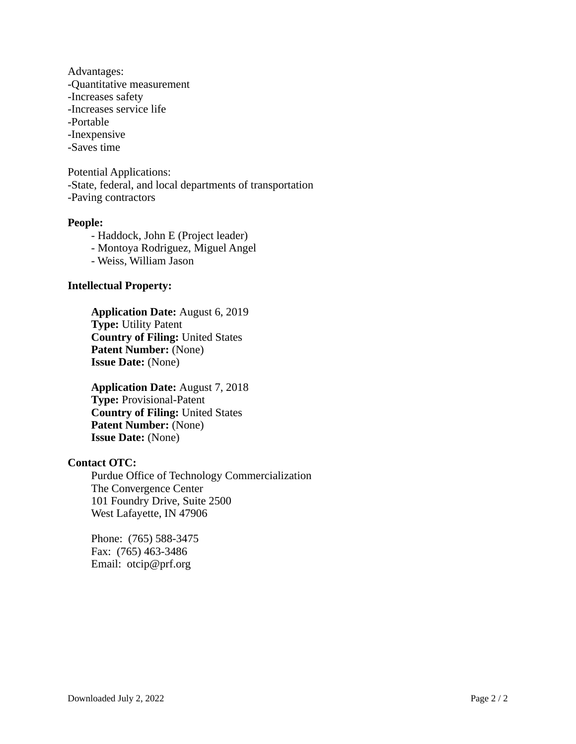Advantages:
-Quantitative measurement
-Increases safety
-Increases service life
-Portable
-Inexpensive
-Saves time

Potential Applications:
-State, federal, and local departments of transportation
-Paving contractors

**People:**

- Haddock, John E (Project leader)
- Montoya Rodriguez, Miguel Angel
- Weiss, William Jason

**Intellectual Property:**

**Application Date:** August 6, 2019
**Type:** Utility Patent
**Country of Filing:** United States
**Patent Number:** (None)
**Issue Date:** (None)

**Application Date:** August 7, 2018
**Type:** Provisional-Patent
**Country of Filing:** United States
**Patent Number:** (None)
**Issue Date:** (None)

**Contact OTC:**

Purdue Office of Technology Commercialization
The Convergence Center
101 Foundry Drive, Suite 2500
West Lafayette, IN 47906

Phone: (765) 588-3475
Fax: (765) 463-3486
Email: otcip@prf.org

Downloaded July 2, 2022